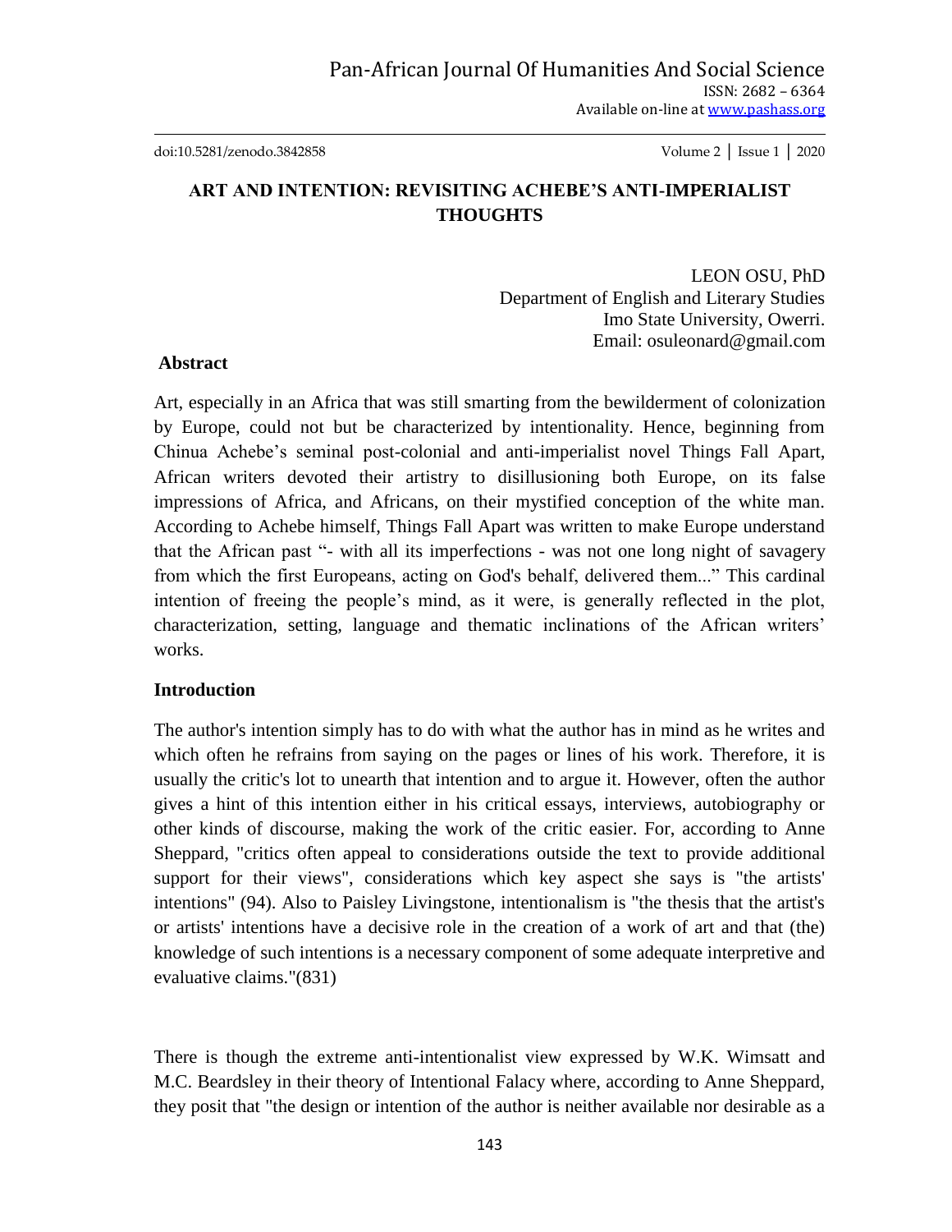# ART AND INTENTION: REVISITING ACHEBE'S ANTI-IMPERIALIST THOUGHTS

LEON OSU, PhD
Department of English and Literary Studies
Imo State University, Owerri.
Email: osuleonard@gmail.com

## Abstract

Art, especially in an Africa that was still smarting from the bewilderment of colonization by Europe, could not but be characterized by intentionality. Hence, beginning from Chinua Achebe's seminal post-colonial and anti-imperialist novel Things Fall Apart, African writers devoted their artistry to disillusioning both Europe, on its false impressions of Africa, and Africans, on their mystified conception of the white man. According to Achebe himself, Things Fall Apart was written to make Europe understand that the African past "- with all its imperfections - was not one long night of savagery from which the first Europeans, acting on God's behalf, delivered them..." This cardinal intention of freeing the people's mind, as it were, is generally reflected in the plot, characterization, setting, language and thematic inclinations of the African writers' works.

## Introduction

The author's intention simply has to do with what the author has in mind as he writes and which often he refrains from saying on the pages or lines of his work. Therefore, it is usually the critic's lot to unearth that intention and to argue it. However, often the author gives a hint of this intention either in his critical essays, interviews, autobiography or other kinds of discourse, making the work of the critic easier. For, according to Anne Sheppard, "critics often appeal to considerations outside the text to provide additional support for their views", considerations which key aspect she says is "the artists' intentions" (94). Also to Paisley Livingstone, intentionalism is "the thesis that the artist's or artists' intentions have a decisive role in the creation of a work of art and that (the) knowledge of such intentions is a necessary component of some adequate interpretive and evaluative claims."(831)

There is though the extreme anti-intentionalist view expressed by W.K. Wimsatt and M.C. Beardsley in their theory of Intentional Falacy where, according to Anne Sheppard, they posit that "the design or intention of the author is neither available nor desirable as a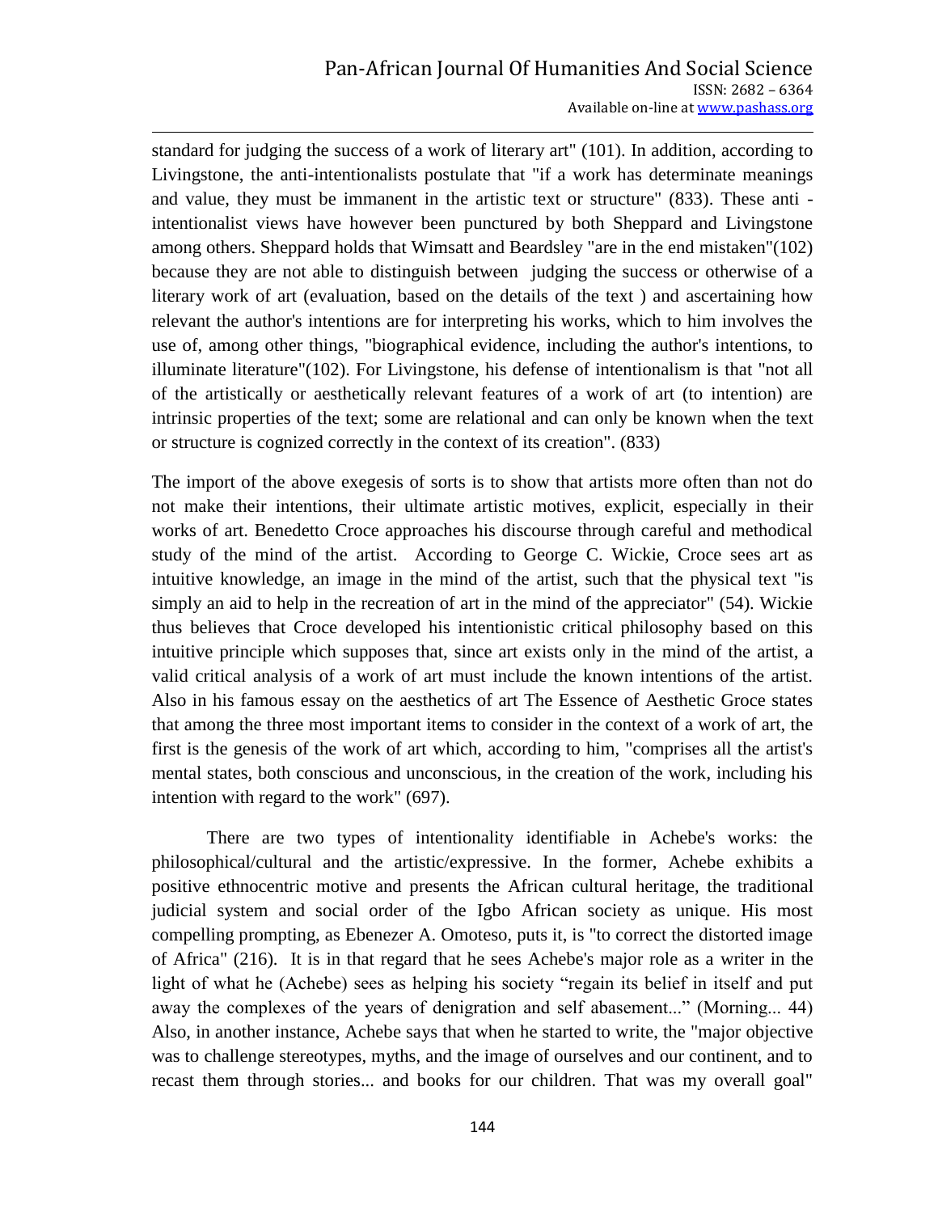standard for judging the success of a work of literary art" (101). In addition, according to Livingstone, the anti-intentionalists postulate that "if a work has determinate meanings and value, they must be immanent in the artistic text or structure" (833). These anti - intentionalist views have however been punctured by both Sheppard and Livingstone among others. Sheppard holds that Wimsatt and Beardsley "are in the end mistaken"(102) because they are not able to distinguish between judging the success or otherwise of a literary work of art (evaluation, based on the details of the text ) and ascertaining how relevant the author's intentions are for interpreting his works, which to him involves the use of, among other things, "biographical evidence, including the author's intentions, to illuminate literature"(102). For Livingstone, his defense of intentionalism is that "not all of the artistically or aesthetically relevant features of a work of art (to intention) are intrinsic properties of the text; some are relational and can only be known when the text or structure is cognized correctly in the context of its creation". (833)

The import of the above exegesis of sorts is to show that artists more often than not do not make their intentions, their ultimate artistic motives, explicit, especially in their works of art. Benedetto Croce approaches his discourse through careful and methodical study of the mind of the artist. According to George C. Wickie, Croce sees art as intuitive knowledge, an image in the mind of the artist, such that the physical text "is simply an aid to help in the recreation of art in the mind of the appreciator" (54). Wickie thus believes that Croce developed his intentionistic critical philosophy based on this intuitive principle which supposes that, since art exists only in the mind of the artist, a valid critical analysis of a work of art must include the known intentions of the artist. Also in his famous essay on the aesthetics of art The Essence of Aesthetic Groce states that among the three most important items to consider in the context of a work of art, the first is the genesis of the work of art which, according to him, "comprises all the artist's mental states, both conscious and unconscious, in the creation of the work, including his intention with regard to the work" (697).

There are two types of intentionality identifiable in Achebe's works: the philosophical/cultural and the artistic/expressive. In the former, Achebe exhibits a positive ethnocentric motive and presents the African cultural heritage, the traditional judicial system and social order of the Igbo African society as unique. His most compelling prompting, as Ebenezer A. Omoteso, puts it, is "to correct the distorted image of Africa" (216). It is in that regard that he sees Achebe's major role as a writer in the light of what he (Achebe) sees as helping his society "regain its belief in itself and put away the complexes of the years of denigration and self abasement..." (Morning... 44) Also, in another instance, Achebe says that when he started to write, the "major objective was to challenge stereotypes, myths, and the image of ourselves and our continent, and to recast them through stories... and books for our children. That was my overall goal"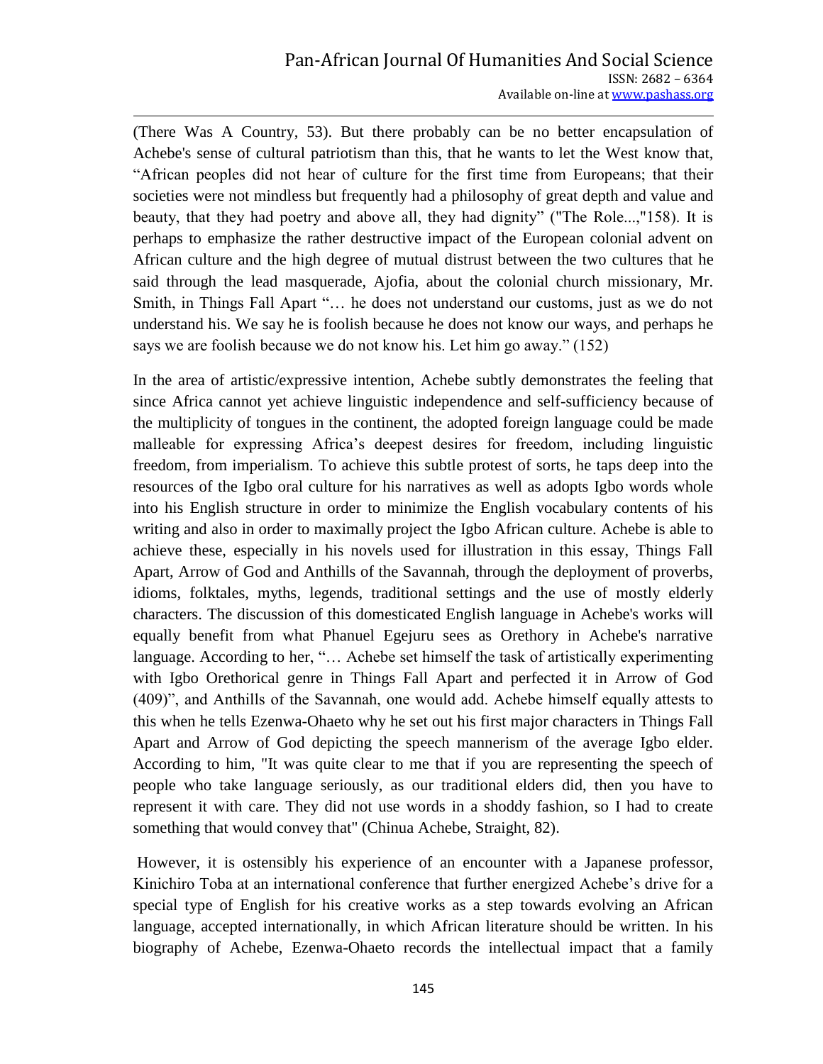(There Was A Country, 53). But there probably can be no better encapsulation of Achebe's sense of cultural patriotism than this, that he wants to let the West know that, "African peoples did not hear of culture for the first time from Europeans; that their societies were not mindless but frequently had a philosophy of great depth and value and beauty, that they had poetry and above all, they had dignity" ("The Role...,"158). It is perhaps to emphasize the rather destructive impact of the European colonial advent on African culture and the high degree of mutual distrust between the two cultures that he said through the lead masquerade, Ajofia, about the colonial church missionary, Mr. Smith, in Things Fall Apart "… he does not understand our customs, just as we do not understand his. We say he is foolish because he does not know our ways, and perhaps he says we are foolish because we do not know his. Let him go away." (152)

In the area of artistic/expressive intention, Achebe subtly demonstrates the feeling that since Africa cannot yet achieve linguistic independence and self-sufficiency because of the multiplicity of tongues in the continent, the adopted foreign language could be made malleable for expressing Africa's deepest desires for freedom, including linguistic freedom, from imperialism. To achieve this subtle protest of sorts, he taps deep into the resources of the Igbo oral culture for his narratives as well as adopts Igbo words whole into his English structure in order to minimize the English vocabulary contents of his writing and also in order to maximally project the Igbo African culture. Achebe is able to achieve these, especially in his novels used for illustration in this essay, Things Fall Apart, Arrow of God and Anthills of the Savannah, through the deployment of proverbs, idioms, folktales, myths, legends, traditional settings and the use of mostly elderly characters. The discussion of this domesticated English language in Achebe's works will equally benefit from what Phanuel Egejuru sees as Orethory in Achebe's narrative language. According to her, "… Achebe set himself the task of artistically experimenting with Igbo Orethorical genre in Things Fall Apart and perfected it in Arrow of God (409)", and Anthills of the Savannah, one would add. Achebe himself equally attests to this when he tells Ezenwa-Ohaeto why he set out his first major characters in Things Fall Apart and Arrow of God depicting the speech mannerism of the average Igbo elder. According to him, "It was quite clear to me that if you are representing the speech of people who take language seriously, as our traditional elders did, then you have to represent it with care. They did not use words in a shoddy fashion, so I had to create something that would convey that" (Chinua Achebe, Straight, 82).

However, it is ostensibly his experience of an encounter with a Japanese professor, Kinichiro Toba at an international conference that further energized Achebe's drive for a special type of English for his creative works as a step towards evolving an African language, accepted internationally, in which African literature should be written. In his biography of Achebe, Ezenwa-Ohaeto records the intellectual impact that a family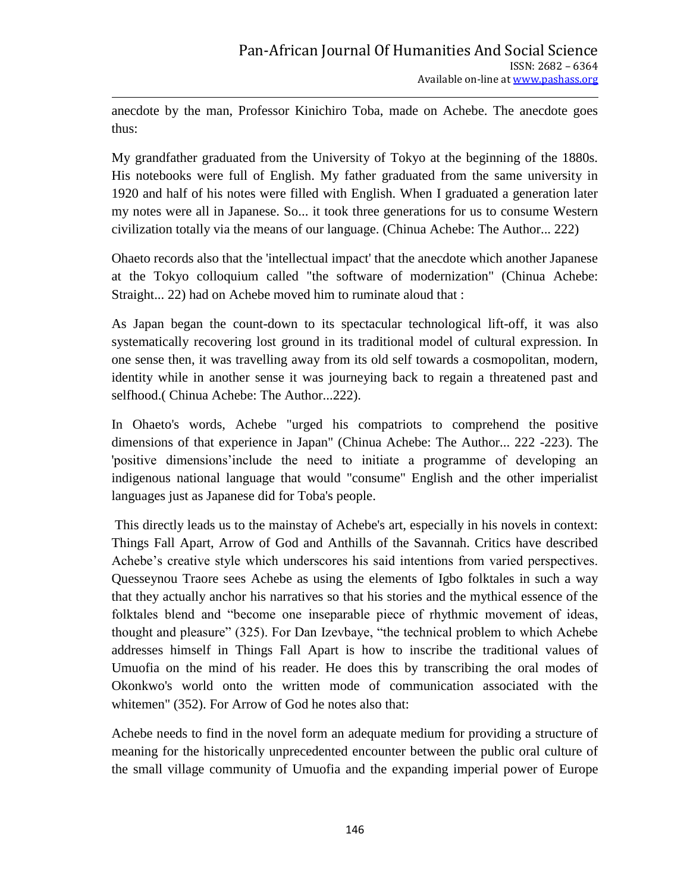anecdote by the man, Professor Kinichiro Toba, made on Achebe. The anecdote goes thus:

My grandfather graduated from the University of Tokyo at the beginning of the 1880s. His notebooks were full of English. My father graduated from the same university in 1920 and half of his notes were filled with English. When I graduated a generation later my notes were all in Japanese. So... it took three generations for us to consume Western civilization totally via the means of our language. (Chinua Achebe: The Author... 222)

Ohaeto records also that the 'intellectual impact' that the anecdote which another Japanese at the Tokyo colloquium called "the software of modernization" (Chinua Achebe: Straight... 22) had on Achebe moved him to ruminate aloud that :

As Japan began the count-down to its spectacular technological lift-off, it was also systematically recovering lost ground in its traditional model of cultural expression. In one sense then, it was travelling away from its old self towards a cosmopolitan, modern, identity while in another sense it was journeying back to regain a threatened past and selfhood.( Chinua Achebe: The Author...222).

In Ohaeto's words, Achebe "urged his compatriots to comprehend the positive dimensions of that experience in Japan" (Chinua Achebe: The Author... 222 -223). The 'positive dimensions'include the need to initiate a programme of developing an indigenous national language that would "consume" English and the other imperialist languages just as Japanese did for Toba's people.

This directly leads us to the mainstay of Achebe's art, especially in his novels in context: Things Fall Apart, Arrow of God and Anthills of the Savannah. Critics have described Achebe's creative style which underscores his said intentions from varied perspectives. Quesseynou Traore sees Achebe as using the elements of Igbo folktales in such a way that they actually anchor his narratives so that his stories and the mythical essence of the folktales blend and "become one inseparable piece of rhythmic movement of ideas, thought and pleasure" (325). For Dan Izevbaye, "the technical problem to which Achebe addresses himself in Things Fall Apart is how to inscribe the traditional values of Umuofia on the mind of his reader. He does this by transcribing the oral modes of Okonkwo's world onto the written mode of communication associated with the whitemen" (352). For Arrow of God he notes also that:

Achebe needs to find in the novel form an adequate medium for providing a structure of meaning for the historically unprecedented encounter between the public oral culture of the small village community of Umuofia and the expanding imperial power of Europe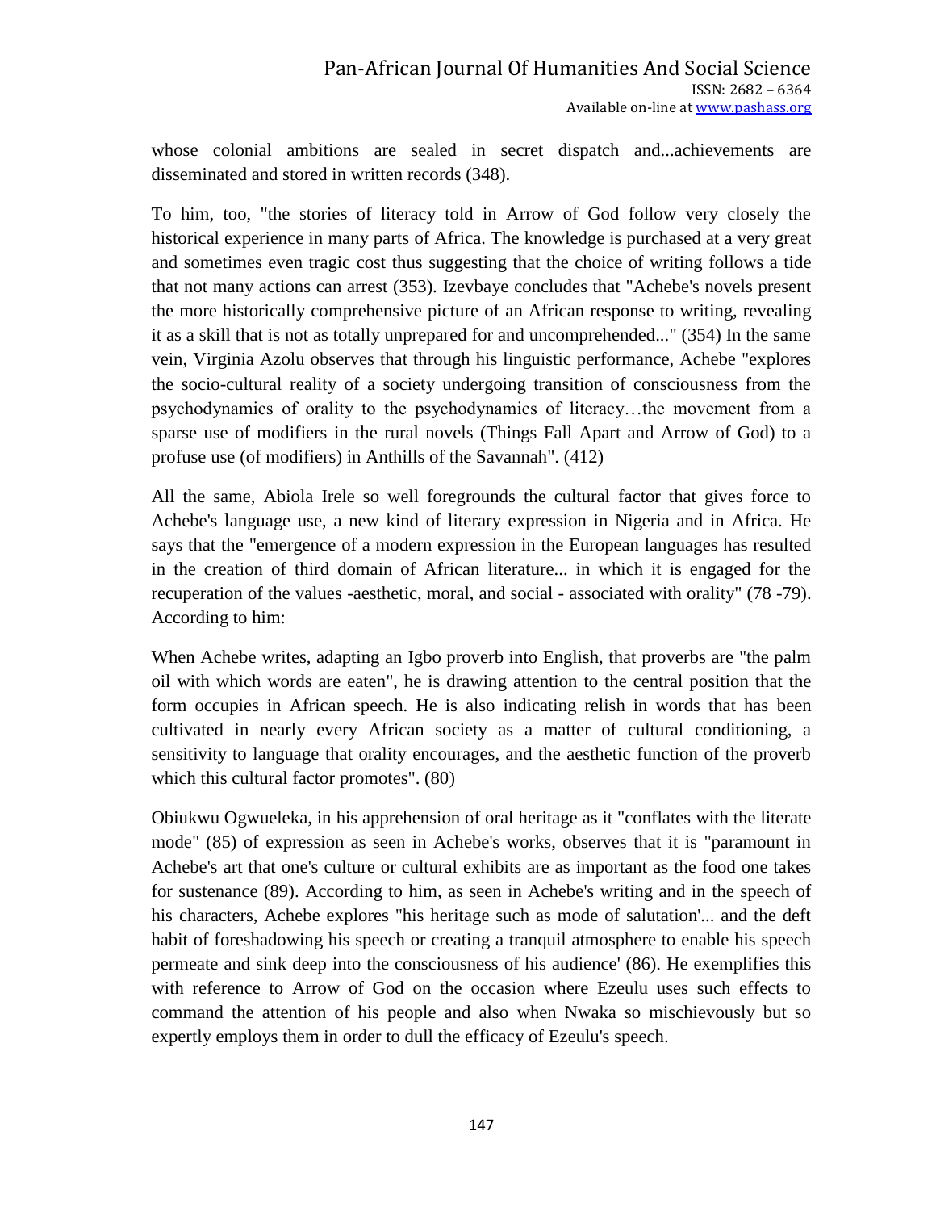whose colonial ambitions are sealed in secret dispatch and...achievements are disseminated and stored in written records (348).

To him, too, "the stories of literacy told in Arrow of God follow very closely the historical experience in many parts of Africa. The knowledge is purchased at a very great and sometimes even tragic cost thus suggesting that the choice of writing follows a tide that not many actions can arrest (353). Izevbaye concludes that "Achebe's novels present the more historically comprehensive picture of an African response to writing, revealing it as a skill that is not as totally unprepared for and uncomprehended..." (354) In the same vein, Virginia Azolu observes that through his linguistic performance, Achebe "explores the socio-cultural reality of a society undergoing transition of consciousness from the psychodynamics of orality to the psychodynamics of literacy…the movement from a sparse use of modifiers in the rural novels (Things Fall Apart and Arrow of God) to a profuse use (of modifiers) in Anthills of the Savannah". (412)

All the same, Abiola Irele so well foregrounds the cultural factor that gives force to Achebe's language use, a new kind of literary expression in Nigeria and in Africa. He says that the "emergence of a modern expression in the European languages has resulted in the creation of third domain of African literature... in which it is engaged for the recuperation of the values -aesthetic, moral, and social - associated with orality" (78 -79). According to him:

When Achebe writes, adapting an Igbo proverb into English, that proverbs are "the palm oil with which words are eaten", he is drawing attention to the central position that the form occupies in African speech. He is also indicating relish in words that has been cultivated in nearly every African society as a matter of cultural conditioning, a sensitivity to language that orality encourages, and the aesthetic function of the proverb which this cultural factor promotes". (80)

Obiukwu Ogwueleka, in his apprehension of oral heritage as it "conflates with the literate mode" (85) of expression as seen in Achebe's works, observes that it is "paramount in Achebe's art that one's culture or cultural exhibits are as important as the food one takes for sustenance (89). According to him, as seen in Achebe's writing and in the speech of his characters, Achebe explores "his heritage such as mode of salutation'... and the deft habit of foreshadowing his speech or creating a tranquil atmosphere to enable his speech permeate and sink deep into the consciousness of his audience' (86). He exemplifies this with reference to Arrow of God on the occasion where Ezeulu uses such effects to command the attention of his people and also when Nwaka so mischievously but so expertly employs them in order to dull the efficacy of Ezeulu's speech.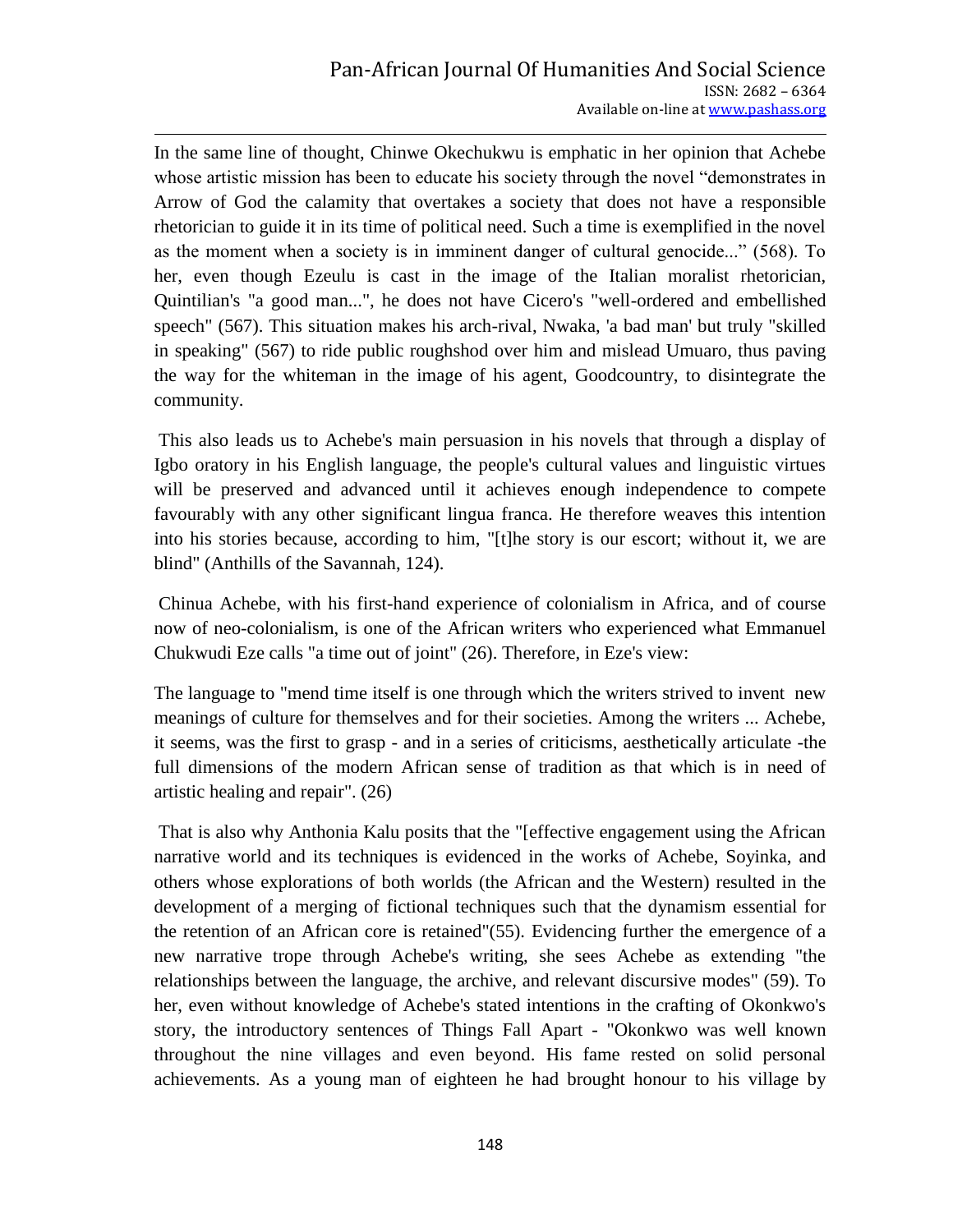In the same line of thought, Chinwe Okechukwu is emphatic in her opinion that Achebe whose artistic mission has been to educate his society through the novel "demonstrates in Arrow of God the calamity that overtakes a society that does not have a responsible rhetorician to guide it in its time of political need. Such a time is exemplified in the novel as the moment when a society is in imminent danger of cultural genocide..." (568). To her, even though Ezeulu is cast in the image of the Italian moralist rhetorician, Quintilian's "a good man...", he does not have Cicero's "well-ordered and embellished speech" (567). This situation makes his arch-rival, Nwaka, 'a bad man' but truly "skilled in speaking" (567) to ride public roughshod over him and mislead Umuaro, thus paving the way for the whiteman in the image of his agent, Goodcountry, to disintegrate the community.

This also leads us to Achebe's main persuasion in his novels that through a display of Igbo oratory in his English language, the people's cultural values and linguistic virtues will be preserved and advanced until it achieves enough independence to compete favourably with any other significant lingua franca. He therefore weaves this intention into his stories because, according to him, "[t]he story is our escort; without it, we are blind" (Anthills of the Savannah, 124).

Chinua Achebe, with his first-hand experience of colonialism in Africa, and of course now of neo-colonialism, is one of the African writers who experienced what Emmanuel Chukwudi Eze calls "a time out of joint" (26). Therefore, in Eze's view:

The language to "mend time itself is one through which the writers strived to invent new meanings of culture for themselves and for their societies. Among the writers ... Achebe, it seems, was the first to grasp - and in a series of criticisms, aesthetically articulate -the full dimensions of the modern African sense of tradition as that which is in need of artistic healing and repair". (26)

That is also why Anthonia Kalu posits that the "[effective engagement using the African narrative world and its techniques is evidenced in the works of Achebe, Soyinka, and others whose explorations of both worlds (the African and the Western) resulted in the development of a merging of fictional techniques such that the dynamism essential for the retention of an African core is retained"(55). Evidencing further the emergence of a new narrative trope through Achebe's writing, she sees Achebe as extending "the relationships between the language, the archive, and relevant discursive modes" (59). To her, even without knowledge of Achebe's stated intentions in the crafting of Okonkwo's story, the introductory sentences of Things Fall Apart - "Okonkwo was well known throughout the nine villages and even beyond. His fame rested on solid personal achievements. As a young man of eighteen he had brought honour to his village by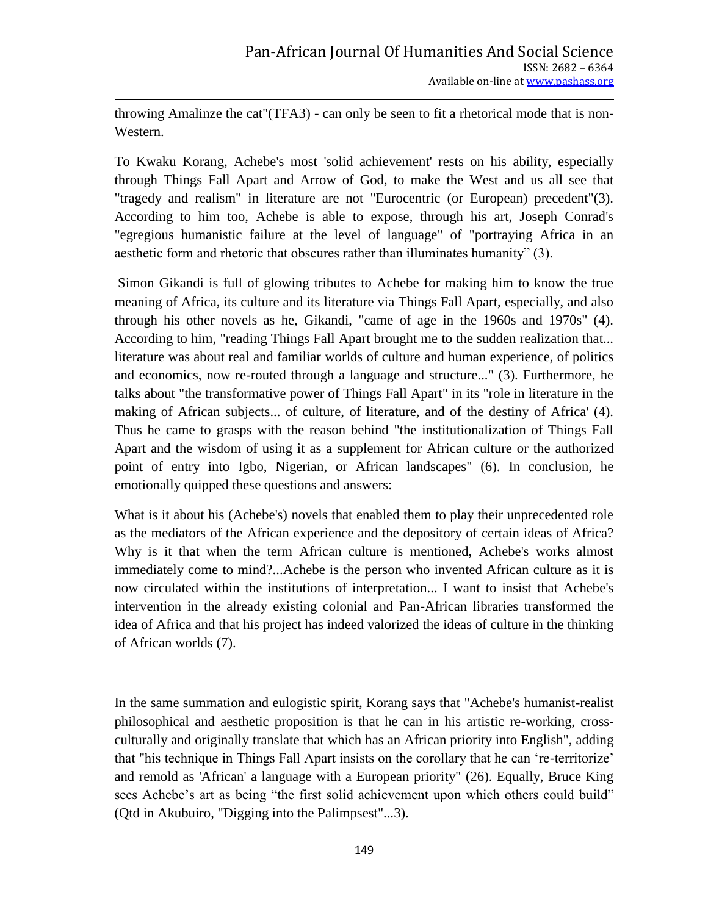throwing Amalinze the cat"(TFA3) - can only be seen to fit a rhetorical mode that is non-Western.

To Kwaku Korang, Achebe's most 'solid achievement' rests on his ability, especially through Things Fall Apart and Arrow of God, to make the West and us all see that "tragedy and realism" in literature are not "Eurocentric (or European) precedent"(3). According to him too, Achebe is able to expose, through his art, Joseph Conrad's "egregious humanistic failure at the level of language" of "portraying Africa in an aesthetic form and rhetoric that obscures rather than illuminates humanity" (3).

Simon Gikandi is full of glowing tributes to Achebe for making him to know the true meaning of Africa, its culture and its literature via Things Fall Apart, especially, and also through his other novels as he, Gikandi, "came of age in the 1960s and 1970s" (4). According to him, "reading Things Fall Apart brought me to the sudden realization that... literature was about real and familiar worlds of culture and human experience, of politics and economics, now re-routed through a language and structure..." (3). Furthermore, he talks about "the transformative power of Things Fall Apart" in its "role in literature in the making of African subjects... of culture, of literature, and of the destiny of Africa' (4). Thus he came to grasps with the reason behind "the institutionalization of Things Fall Apart and the wisdom of using it as a supplement for African culture or the authorized point of entry into Igbo, Nigerian, or African landscapes" (6). In conclusion, he emotionally quipped these questions and answers:

What is it about his (Achebe's) novels that enabled them to play their unprecedented role as the mediators of the African experience and the depository of certain ideas of Africa? Why is it that when the term African culture is mentioned, Achebe's works almost immediately come to mind?...Achebe is the person who invented African culture as it is now circulated within the institutions of interpretation... I want to insist that Achebe's intervention in the already existing colonial and Pan-African libraries transformed the idea of Africa and that his project has indeed valorized the ideas of culture in the thinking of African worlds (7).

In the same summation and eulogistic spirit, Korang says that "Achebe's humanist-realist philosophical and aesthetic proposition is that he can in his artistic re-working, cross-culturally and originally translate that which has an African priority into English", adding that "his technique in Things Fall Apart insists on the corollary that he can 're-territorize' and remold as 'African' a language with a European priority" (26). Equally, Bruce King sees Achebe's art as being "the first solid achievement upon which others could build" (Qtd in Akubuiro, "Digging into the Palimpsest"...3).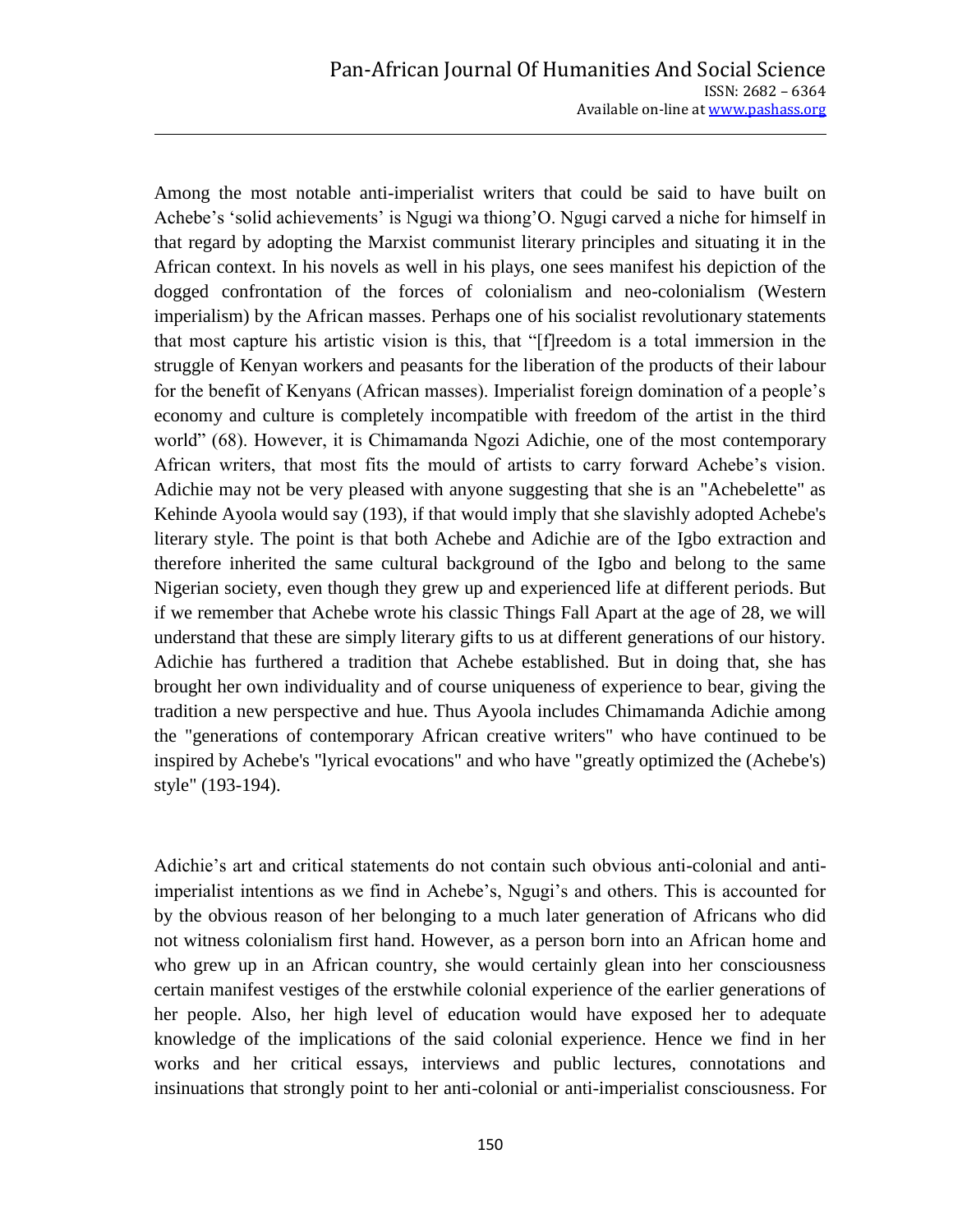Among the most notable anti-imperialist writers that could be said to have built on Achebe's 'solid achievements' is Ngugi wa thiong'O. Ngugi carved a niche for himself in that regard by adopting the Marxist communist literary principles and situating it in the African context. In his novels as well in his plays, one sees manifest his depiction of the dogged confrontation of the forces of colonialism and neo-colonialism (Western imperialism) by the African masses. Perhaps one of his socialist revolutionary statements that most capture his artistic vision is this, that "[f]reedom is a total immersion in the struggle of Kenyan workers and peasants for the liberation of the products of their labour for the benefit of Kenyans (African masses). Imperialist foreign domination of a people's economy and culture is completely incompatible with freedom of the artist in the third world" (68). However, it is Chimamanda Ngozi Adichie, one of the most contemporary African writers, that most fits the mould of artists to carry forward Achebe's vision. Adichie may not be very pleased with anyone suggesting that she is an "Achebelette" as Kehinde Ayoola would say (193), if that would imply that she slavishly adopted Achebe's literary style. The point is that both Achebe and Adichie are of the Igbo extraction and therefore inherited the same cultural background of the Igbo and belong to the same Nigerian society, even though they grew up and experienced life at different periods. But if we remember that Achebe wrote his classic Things Fall Apart at the age of 28, we will understand that these are simply literary gifts to us at different generations of our history. Adichie has furthered a tradition that Achebe established. But in doing that, she has brought her own individuality and of course uniqueness of experience to bear, giving the tradition a new perspective and hue. Thus Ayoola includes Chimamanda Adichie among the "generations of contemporary African creative writers" who have continued to be inspired by Achebe's "lyrical evocations" and who have "greatly optimized the (Achebe's) style" (193-194).

Adichie's art and critical statements do not contain such obvious anti-colonial and anti-imperialist intentions as we find in Achebe's, Ngugi's and others. This is accounted for by the obvious reason of her belonging to a much later generation of Africans who did not witness colonialism first hand. However, as a person born into an African home and who grew up in an African country, she would certainly glean into her consciousness certain manifest vestiges of the erstwhile colonial experience of the earlier generations of her people. Also, her high level of education would have exposed her to adequate knowledge of the implications of the said colonial experience. Hence we find in her works and her critical essays, interviews and public lectures, connotations and insinuations that strongly point to her anti-colonial or anti-imperialist consciousness. For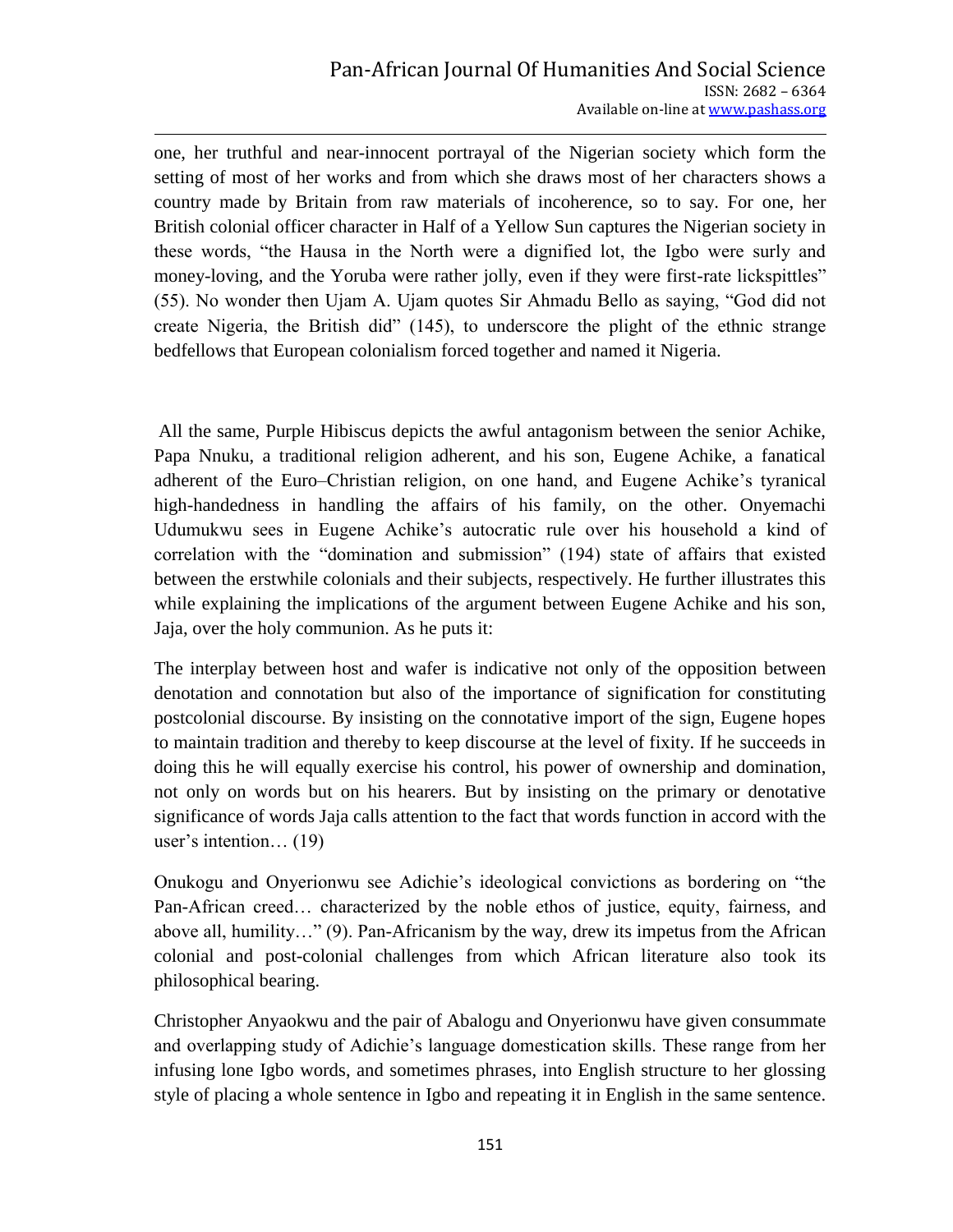one, her truthful and near-innocent portrayal of the Nigerian society which form the setting of most of her works and from which she draws most of her characters shows a country made by Britain from raw materials of incoherence, so to say. For one, her British colonial officer character in Half of a Yellow Sun captures the Nigerian society in these words, "the Hausa in the North were a dignified lot, the Igbo were surly and money-loving, and the Yoruba were rather jolly, even if they were first-rate lickspittles" (55). No wonder then Ujam A. Ujam quotes Sir Ahmadu Bello as saying, "God did not create Nigeria, the British did" (145), to underscore the plight of the ethnic strange bedfellows that European colonialism forced together and named it Nigeria.

All the same, Purple Hibiscus depicts the awful antagonism between the senior Achike, Papa Nnuku, a traditional religion adherent, and his son, Eugene Achike, a fanatical adherent of the Euro–Christian religion, on one hand, and Eugene Achike's tyranical high-handedness in handling the affairs of his family, on the other. Onyemachi Udumukwu sees in Eugene Achike's autocratic rule over his household a kind of correlation with the "domination and submission" (194) state of affairs that existed between the erstwhile colonials and their subjects, respectively. He further illustrates this while explaining the implications of the argument between Eugene Achike and his son, Jaja, over the holy communion. As he puts it:

The interplay between host and wafer is indicative not only of the opposition between denotation and connotation but also of the importance of signification for constituting postcolonial discourse. By insisting on the connotative import of the sign, Eugene hopes to maintain tradition and thereby to keep discourse at the level of fixity. If he succeeds in doing this he will equally exercise his control, his power of ownership and domination, not only on words but on his hearers. But by insisting on the primary or denotative significance of words Jaja calls attention to the fact that words function in accord with the user's intention… (19)

Onukogu and Onyerionwu see Adichie's ideological convictions as bordering on "the Pan-African creed… characterized by the noble ethos of justice, equity, fairness, and above all, humility…" (9). Pan-Africanism by the way, drew its impetus from the African colonial and post-colonial challenges from which African literature also took its philosophical bearing.

Christopher Anyaokwu and the pair of Abalogu and Onyerionwu have given consummate and overlapping study of Adichie's language domestication skills. These range from her infusing lone Igbo words, and sometimes phrases, into English structure to her glossing style of placing a whole sentence in Igbo and repeating it in English in the same sentence.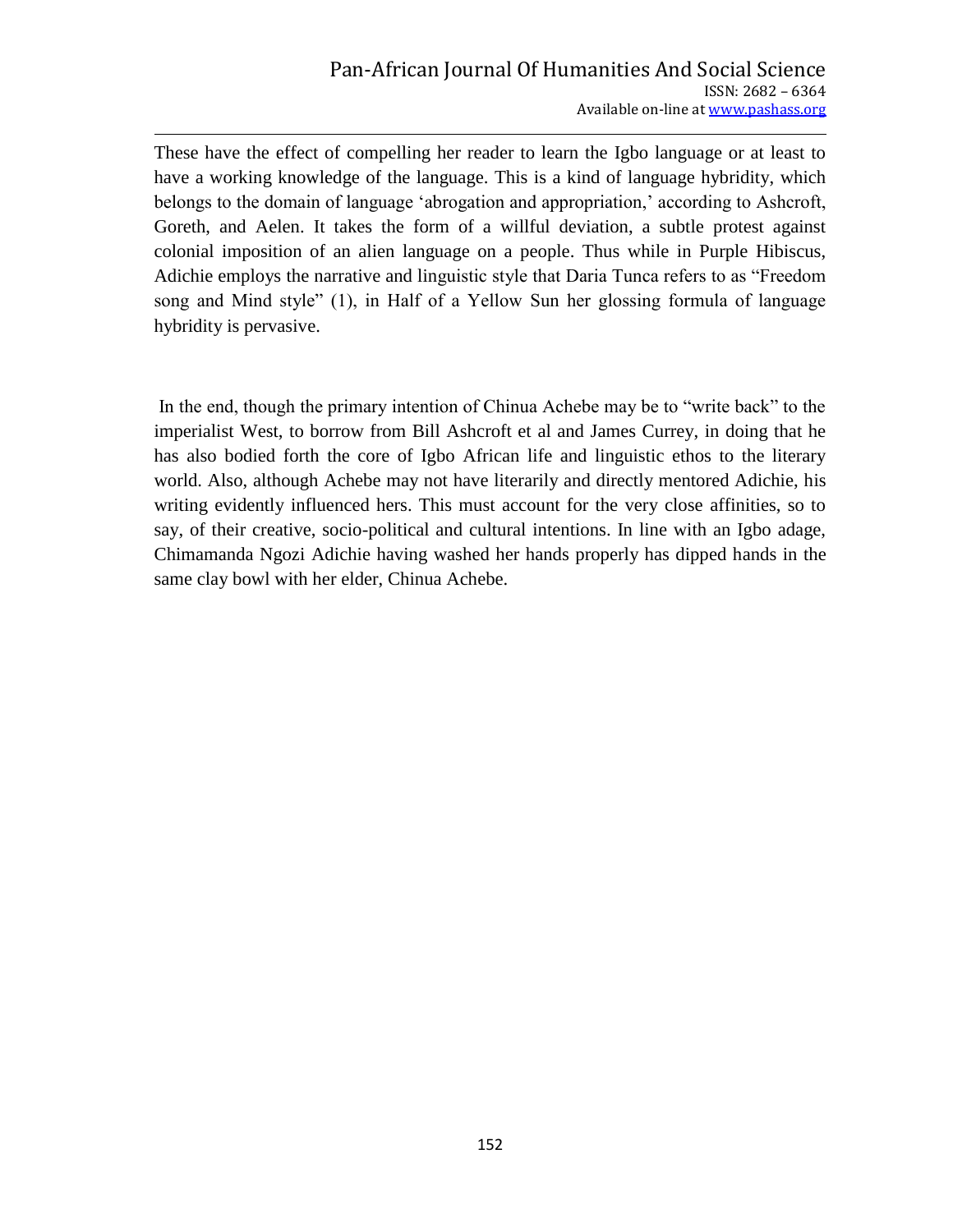These have the effect of compelling her reader to learn the Igbo language or at least to have a working knowledge of the language. This is a kind of language hybridity, which belongs to the domain of language 'abrogation and appropriation,' according to Ashcroft, Goreth, and Aelen. It takes the form of a willful deviation, a subtle protest against colonial imposition of an alien language on a people. Thus while in Purple Hibiscus, Adichie employs the narrative and linguistic style that Daria Tunca refers to as "Freedom song and Mind style" (1), in Half of a Yellow Sun her glossing formula of language hybridity is pervasive.

In the end, though the primary intention of Chinua Achebe may be to "write back" to the imperialist West, to borrow from Bill Ashcroft et al and James Currey, in doing that he has also bodied forth the core of Igbo African life and linguistic ethos to the literary world. Also, although Achebe may not have literarily and directly mentored Adichie, his writing evidently influenced hers. This must account for the very close affinities, so to say, of their creative, socio-political and cultural intentions. In line with an Igbo adage, Chimamanda Ngozi Adichie having washed her hands properly has dipped hands in the same clay bowl with her elder, Chinua Achebe.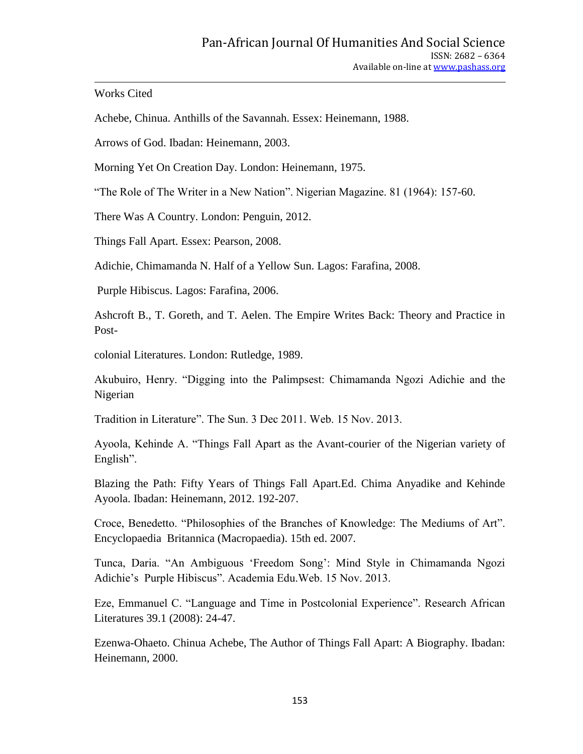Works Cited

Achebe, Chinua. Anthills of the Savannah. Essex: Heinemann, 1988.

Arrows of God. Ibadan: Heinemann, 2003.

Morning Yet On Creation Day. London: Heinemann, 1975.

"The Role of The Writer in a New Nation". Nigerian Magazine. 81 (1964): 157-60.

There Was A Country. London: Penguin, 2012.

Things Fall Apart. Essex: Pearson, 2008.

Adichie, Chimamanda N. Half of a Yellow Sun. Lagos: Farafina, 2008.

Purple Hibiscus. Lagos: Farafina, 2006.

Ashcroft B., T. Goreth, and T. Aelen. The Empire Writes Back: Theory and Practice in Post-

colonial Literatures. London: Rutledge, 1989.

Akubuiro, Henry. "Digging into the Palimpsest: Chimamanda Ngozi Adichie and the Nigerian

Tradition in Literature". The Sun. 3 Dec 2011. Web. 15 Nov. 2013.

Ayoola, Kehinde A. "Things Fall Apart as the Avant-courier of the Nigerian variety of English".

Blazing the Path: Fifty Years of Things Fall Apart.Ed. Chima Anyadike and Kehinde Ayoola. Ibadan: Heinemann, 2012. 192-207.

Croce, Benedetto. "Philosophies of the Branches of Knowledge: The Mediums of Art". Encyclopaedia Britannica (Macropaedia). 15th ed. 2007.

Tunca, Daria. "An Ambiguous 'Freedom Song': Mind Style in Chimamanda Ngozi Adichie's Purple Hibiscus". Academia Edu.Web. 15 Nov. 2013.

Eze, Emmanuel C. "Language and Time in Postcolonial Experience". Research African Literatures 39.1 (2008): 24-47.

Ezenwa-Ohaeto. Chinua Achebe, The Author of Things Fall Apart: A Biography. Ibadan: Heinemann, 2000.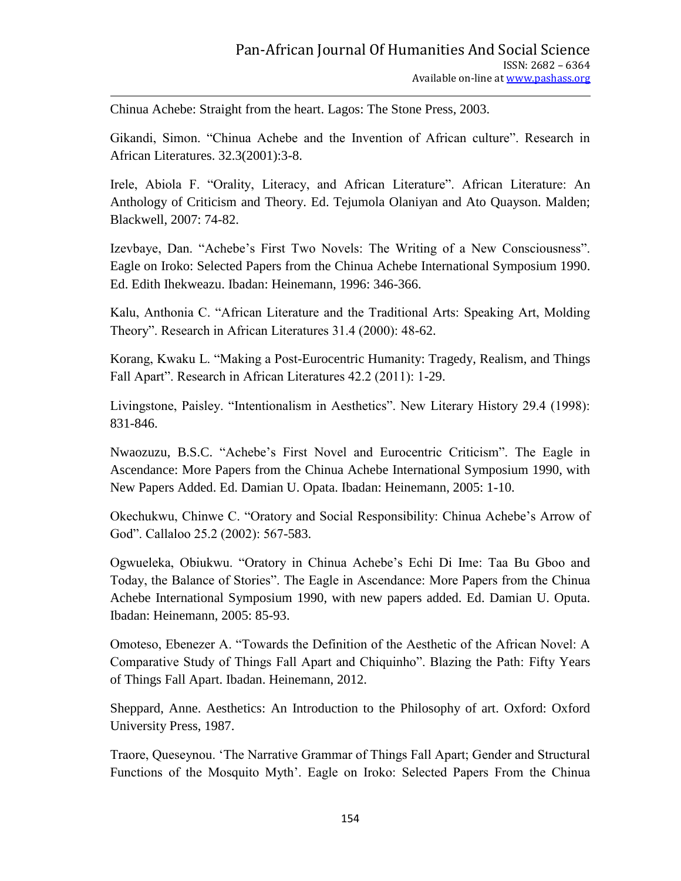Chinua Achebe: Straight from the heart. Lagos: The Stone Press, 2003.

Gikandi, Simon. “Chinua Achebe and the Invention of African culture”. Research in African Literatures. 32.3(2001):3-8.

Irele, Abiola F. “Orality, Literacy, and African Literature”. African Literature: An Anthology of Criticism and Theory. Ed. Tejumola Olaniyan and Ato Quayson. Malden; Blackwell, 2007: 74-82.

Izevbaye, Dan. “Achebe’s First Two Novels: The Writing of a New Consciousness”. Eagle on Iroko: Selected Papers from the Chinua Achebe International Symposium 1990. Ed. Edith Ihekweazu. Ibadan: Heinemann, 1996: 346-366.

Kalu, Anthonia C. “African Literature and the Traditional Arts: Speaking Art, Molding Theory”. Research in African Literatures 31.4 (2000): 48-62.

Korang, Kwaku L. “Making a Post-Eurocentric Humanity: Tragedy, Realism, and Things Fall Apart”. Research in African Literatures 42.2 (2011): 1-29.

Livingstone, Paisley. “Intentionalism in Aesthetics”. New Literary History 29.4 (1998): 831-846.

Nwaozuzu, B.S.C. “Achebe’s First Novel and Eurocentric Criticism”. The Eagle in Ascendance: More Papers from the Chinua Achebe International Symposium 1990, with New Papers Added. Ed. Damian U. Opata. Ibadan: Heinemann, 2005: 1-10.

Okechukwu, Chinwe C. “Oratory and Social Responsibility: Chinua Achebe’s Arrow of God”. Callaloo 25.2 (2002): 567-583.

Ogwueleka, Obiukwu. “Oratory in Chinua Achebe’s Echi Di Ime: Taa Bu Gboo and Today, the Balance of Stories”. The Eagle in Ascendance: More Papers from the Chinua Achebe International Symposium 1990, with new papers added. Ed. Damian U. Oputa. Ibadan: Heinemann, 2005: 85-93.

Omoteso, Ebenezer A. “Towards the Definition of the Aesthetic of the African Novel: A Comparative Study of Things Fall Apart and Chiquinho”. Blazing the Path: Fifty Years of Things Fall Apart. Ibadan. Heinemann, 2012.

Sheppard, Anne. Aesthetics: An Introduction to the Philosophy of art. Oxford: Oxford University Press, 1987.

Traore, Queseynou. ‘The Narrative Grammar of Things Fall Apart; Gender and Structural Functions of the Mosquito Myth’. Eagle on Iroko: Selected Papers From the Chinua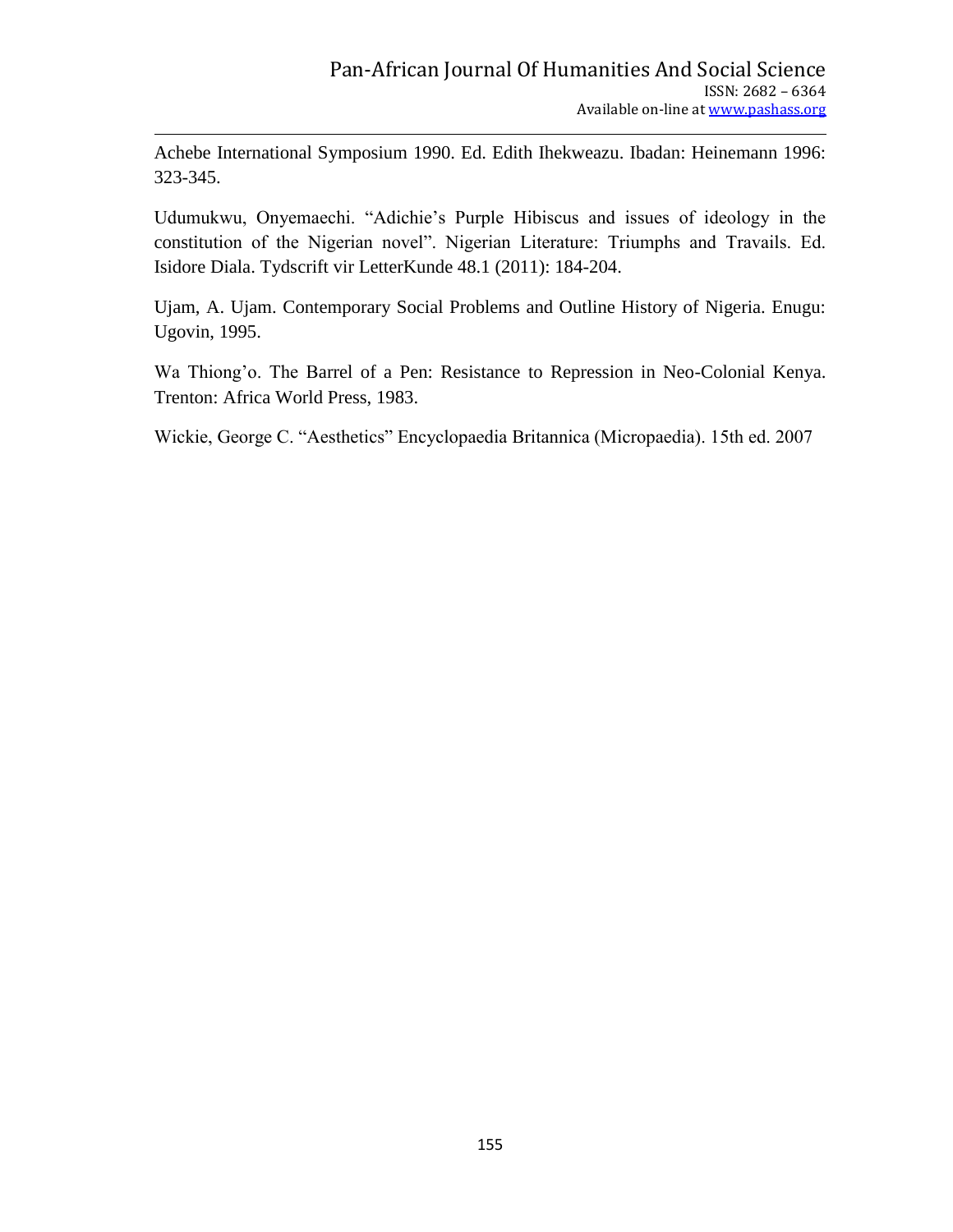Achebe International Symposium 1990. Ed. Edith Ihekweazu. Ibadan: Heinemann 1996: 323-345.

Udumukwu, Onyemaechi. “Adichie’s Purple Hibiscus and issues of ideology in the constitution of the Nigerian novel”. Nigerian Literature: Triumphs and Travails. Ed. Isidore Diala. Tydscrift vir LetterKunde 48.1 (2011): 184-204.

Ujam, A. Ujam. Contemporary Social Problems and Outline History of Nigeria. Enugu: Ugovin, 1995.

Wa Thiong’o. The Barrel of a Pen: Resistance to Repression in Neo-Colonial Kenya. Trenton: Africa World Press, 1983.

Wickie, George C. “Aesthetics” Encyclopaedia Britannica (Micropaedia). 15th ed. 2007